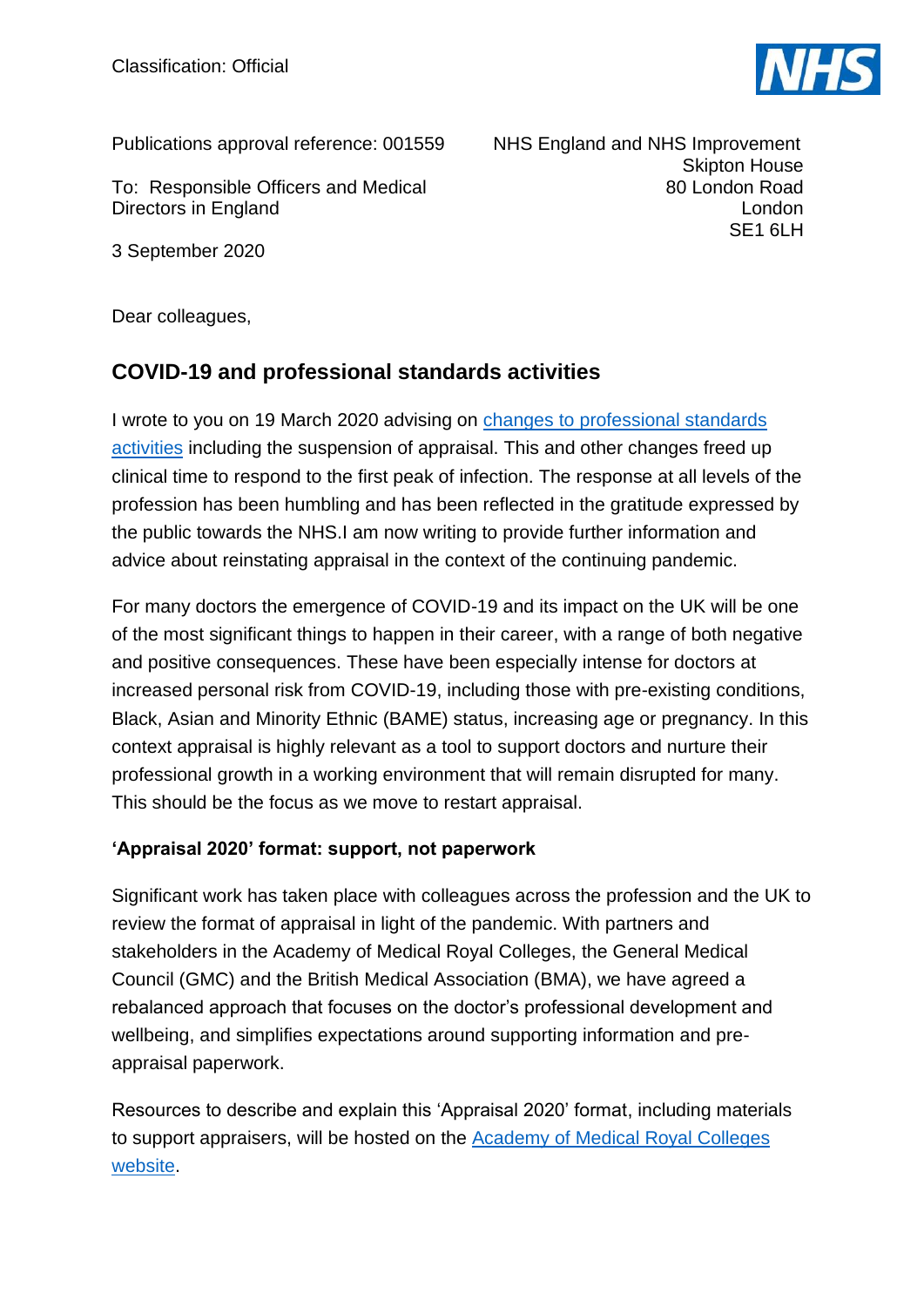Classification: Official

Publications approval reference: 001559

NHS England and NHS Improvement
Skipton House
80 London Road
London
SE1 6LH

To: Responsible Officers and Medical Directors in England

3 September 2020

Dear colleagues,

## COVID-19 and professional standards activities

I wrote to you on 19 March 2020 advising on [changes to professional standards activities](#) including the suspension of appraisal. This and other changes freed up clinical time to respond to the first peak of infection. The response at all levels of the profession has been humbling and has been reflected in the gratitude expressed by the public towards the NHS.I am now writing to provide further information and advice about reinstating appraisal in the context of the continuing pandemic.

For many doctors the emergence of COVID-19 and its impact on the UK will be one of the most significant things to happen in their career, with a range of both negative and positive consequences. These have been especially intense for doctors at increased personal risk from COVID-19, including those with pre-existing conditions, Black, Asian and Minority Ethnic (BAME) status, increasing age or pregnancy. In this context appraisal is highly relevant as a tool to support doctors and nurture their professional growth in a working environment that will remain disrupted for many. This should be the focus as we move to restart appraisal.

**'Appraisal 2020' format: support, not paperwork**

Significant work has taken place with colleagues across the profession and the UK to review the format of appraisal in light of the pandemic. With partners and stakeholders in the Academy of Medical Royal Colleges, the General Medical Council (GMC) and the British Medical Association (BMA), we have agreed a rebalanced approach that focuses on the doctor's professional development and wellbeing, and simplifies expectations around supporting information and pre-appraisal paperwork.

Resources to describe and explain this 'Appraisal 2020' format, including materials to support appraisers, will be hosted on the [Academy of Medical Royal Colleges website](#).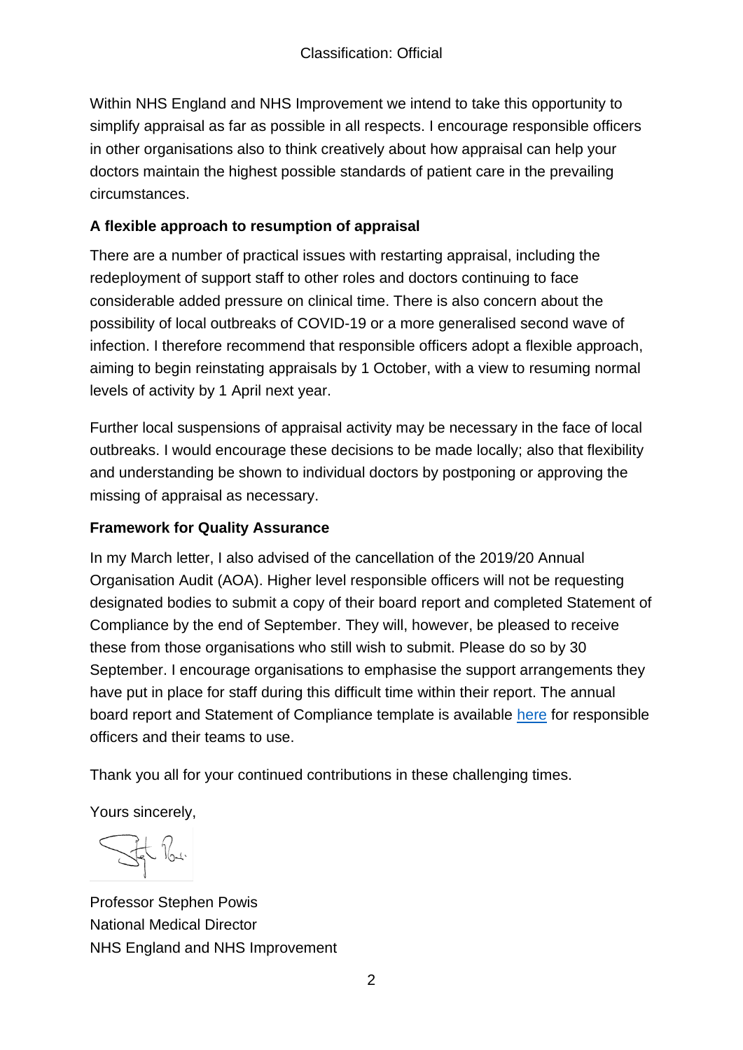Within NHS England and NHS Improvement we intend to take this opportunity to simplify appraisal as far as possible in all respects. I encourage responsible officers in other organisations also to think creatively about how appraisal can help your doctors maintain the highest possible standards of patient care in the prevailing circumstances.

**A flexible approach to resumption of appraisal**

There are a number of practical issues with restarting appraisal, including the redeployment of support staff to other roles and doctors continuing to face considerable added pressure on clinical time. There is also concern about the possibility of local outbreaks of COVID-19 or a more generalised second wave of infection. I therefore recommend that responsible officers adopt a flexible approach, aiming to begin reinstating appraisals by 1 October, with a view to resuming normal levels of activity by 1 April next year.

Further local suspensions of appraisal activity may be necessary in the face of local outbreaks. I would encourage these decisions to be made locally; also that flexibility and understanding be shown to individual doctors by postponing or approving the missing of appraisal as necessary.

**Framework for Quality Assurance**

In my March letter, I also advised of the cancellation of the 2019/20 Annual Organisation Audit (AOA). Higher level responsible officers will not be requesting designated bodies to submit a copy of their board report and completed Statement of Compliance by the end of September. They will, however, be pleased to receive these from those organisations who still wish to submit. Please do so by 30 September. I encourage organisations to emphasise the support arrangements they have put in place for staff during this difficult time within their report. The annual board report and Statement of Compliance template is available here for responsible officers and their teams to use.

Thank you all for your continued contributions in these challenging times.

Yours sincerely,

Professor Stephen Powis
National Medical Director
NHS England and NHS Improvement